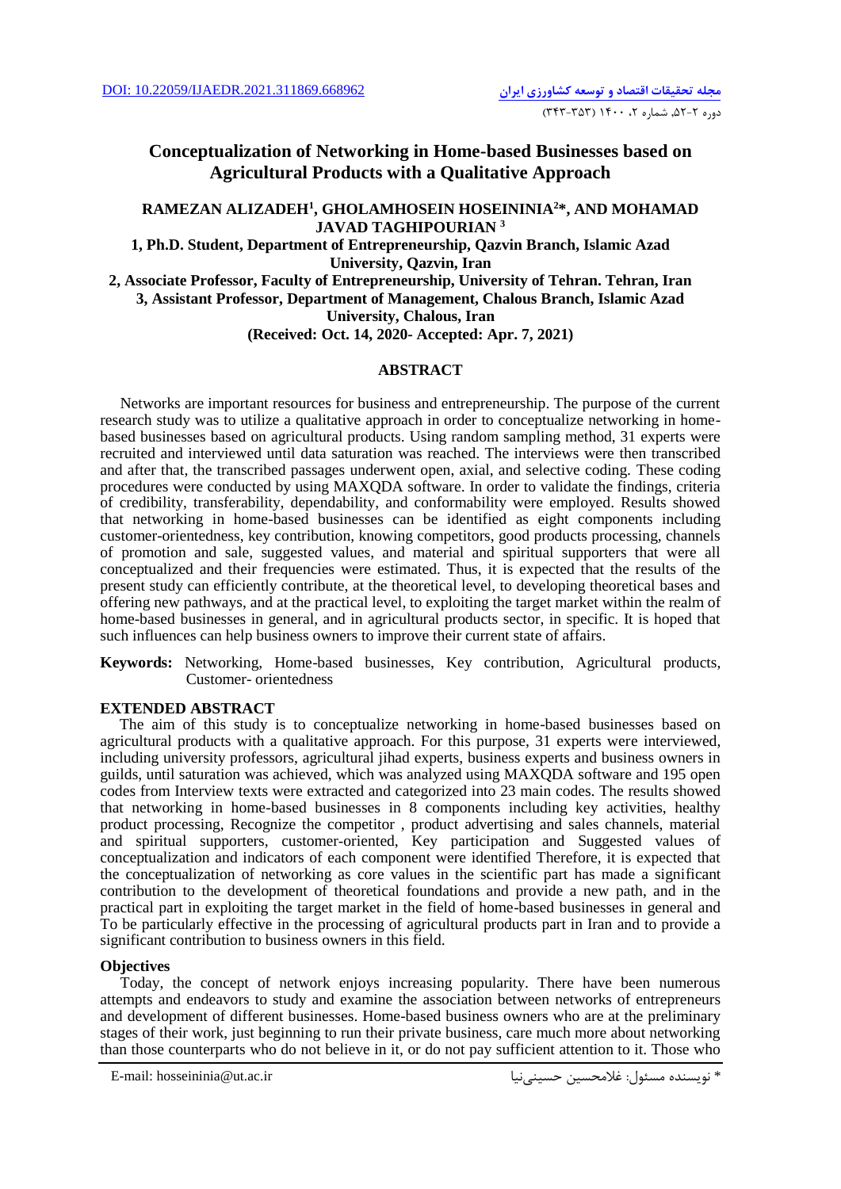DOI: 10.22059/IJAEDR.2021.311869.668962

مجله تحقیقات اقتصاد و توسعه کشاورزی ایران

دوره ۲-۵۲، شماره ۲، ۱۴۰۰ (۳۵۳-۳۴۳)

# Conceptualization of Networking in Home-based Businesses based on Agricultural Products with a Qualitative Approach

**RAMEZAN ALIZADEH[1], GHOLAMHOSEIN HOSEININIA[2*], AND MOHAMAD JAVAD TAGHIPOURIAN [3]**

**1, Ph.D. Student, Department of Entrepreneurship, Qazvin Branch, Islamic Azad University, Qazvin, Iran**

**2, Associate Professor, Faculty of Entrepreneurship, University of Tehran. Tehran, Iran**

**3, Assistant Professor, Department of Management, Chalous Branch, Islamic Azad University, Chalous, Iran**

**(Received: Oct. 14, 2020- Accepted: Apr. 7, 2021)**

## ABSTRACT

Networks are important resources for business and entrepreneurship. The purpose of the current research study was to utilize a qualitative approach in order to conceptualize networking in home-based businesses based on agricultural products. Using random sampling method, 31 experts were recruited and interviewed until data saturation was reached. The interviews were then transcribed and after that, the transcribed passages underwent open, axial, and selective coding. These coding procedures were conducted by using MAXQDA software. In order to validate the findings, criteria of credibility, transferability, dependability, and conformability were employed. Results showed that networking in home-based businesses can be identified as eight components including customer-orientedness, key contribution, knowing competitors, good products processing, channels of promotion and sale, suggested values, and material and spiritual supporters that were all conceptualized and their frequencies were estimated. Thus, it is expected that the results of the present study can efficiently contribute, at the theoretical level, to developing theoretical bases and offering new pathways, and at the practical level, to exploiting the target market within the realm of home-based businesses in general, and in agricultural products sector, in specific. It is hoped that such influences can help business owners to improve their current state of affairs.

**Keywords:** Networking, Home-based businesses, Key contribution, Agricultural products, Customer- orientedness

## EXTENDED ABSTRACT

The aim of this study is to conceptualize networking in home-based businesses based on agricultural products with a qualitative approach. For this purpose, 31 experts were interviewed, including university professors, agricultural jihad experts, business experts and business owners in guilds, until saturation was achieved, which was analyzed using MAXQDA software and 195 open codes from Interview texts were extracted and categorized into 23 main codes. The results showed that networking in home-based businesses in 8 components including key activities, healthy product processing, Recognize the competitor , product advertising and sales channels, material and spiritual supporters, customer-oriented, Key participation and Suggested values of conceptualization and indicators of each component were identified Therefore, it is expected that the conceptualization of networking as core values in the scientific part has made a significant contribution to the development of theoretical foundations and provide a new path, and in the practical part in exploiting the target market in the field of home-based businesses in general and To be particularly effective in the processing of agricultural products part in Iran and to provide a significant contribution to business owners in this field.

### Objectives

Today, the concept of network enjoys increasing popularity. There have been numerous attempts and endeavors to study and examine the association between networks of entrepreneurs and development of different businesses. Home-based business owners who are at the preliminary stages of their work, just beginning to run their private business, care much more about networking than those counterparts who do not believe in it, or do not pay sufficient attention to it. Those who

E-mail: hosseininia@ut.ac.ir

* نویسنده مسئول: غلامحسین حسینی‌نیا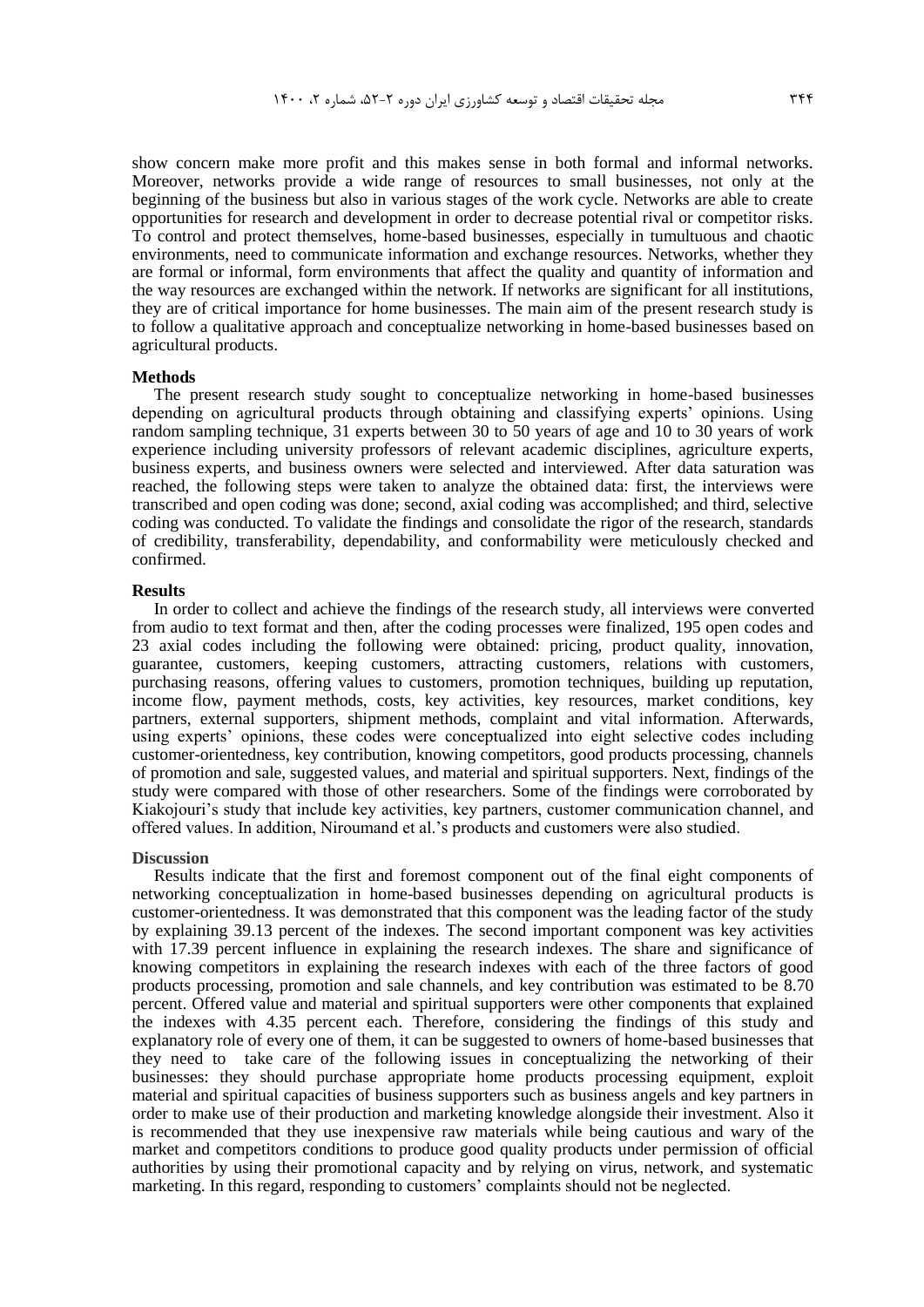show concern make more profit and this makes sense in both formal and informal networks. Moreover, networks provide a wide range of resources to small businesses, not only at the beginning of the business but also in various stages of the work cycle. Networks are able to create opportunities for research and development in order to decrease potential rival or competitor risks. To control and protect themselves, home-based businesses, especially in tumultuous and chaotic environments, need to communicate information and exchange resources. Networks, whether they are formal or informal, form environments that affect the quality and quantity of information and the way resources are exchanged within the network. If networks are significant for all institutions, they are of critical importance for home businesses. The main aim of the present research study is to follow a qualitative approach and conceptualize networking in home-based businesses based on agricultural products.

**Methods**

The present research study sought to conceptualize networking in home-based businesses depending on agricultural products through obtaining and classifying experts' opinions. Using random sampling technique, 31 experts between 30 to 50 years of age and 10 to 30 years of work experience including university professors of relevant academic disciplines, agriculture experts, business experts, and business owners were selected and interviewed. After data saturation was reached, the following steps were taken to analyze the obtained data: first, the interviews were transcribed and open coding was done; second, axial coding was accomplished; and third, selective coding was conducted. To validate the findings and consolidate the rigor of the research, standards of credibility, transferability, dependability, and conformability were meticulously checked and confirmed.

**Results**

In order to collect and achieve the findings of the research study, all interviews were converted from audio to text format and then, after the coding processes were finalized, 195 open codes and 23 axial codes including the following were obtained: pricing, product quality, innovation, guarantee, customers, keeping customers, attracting customers, relations with customers, purchasing reasons, offering values to customers, promotion techniques, building up reputation, income flow, payment methods, costs, key activities, key resources, market conditions, key partners, external supporters, shipment methods, complaint and vital information. Afterwards, using experts' opinions, these codes were conceptualized into eight selective codes including customer-orientedness, key contribution, knowing competitors, good products processing, channels of promotion and sale, suggested values, and material and spiritual supporters. Next, findings of the study were compared with those of other researchers. Some of the findings were corroborated by Kiakojouri's study that include key activities, key partners, customer communication channel, and offered values. In addition, Niroumand et al.'s products and customers were also studied.

**Discussion**

Results indicate that the first and foremost component out of the final eight components of networking conceptualization in home-based businesses depending on agricultural products is customer-orientedness. It was demonstrated that this component was the leading factor of the study by explaining 39.13 percent of the indexes. The second important component was key activities with 17.39 percent influence in explaining the research indexes. The share and significance of knowing competitors in explaining the research indexes with each of the three factors of good products processing, promotion and sale channels, and key contribution was estimated to be 8.70 percent. Offered value and material and spiritual supporters were other components that explained the indexes with 4.35 percent each. Therefore, considering the findings of this study and explanatory role of every one of them, it can be suggested to owners of home-based businesses that they need to take care of the following issues in conceptualizing the networking of their businesses: they should purchase appropriate home products processing equipment, exploit material and spiritual capacities of business supporters such as business angels and key partners in order to make use of their production and marketing knowledge alongside their investment. Also it is recommended that they use inexpensive raw materials while being cautious and wary of the market and competitors conditions to produce good quality products under permission of official authorities by using their promotional capacity and by relying on virus, network, and systematic marketing. In this regard, responding to customers' complaints should not be neglected.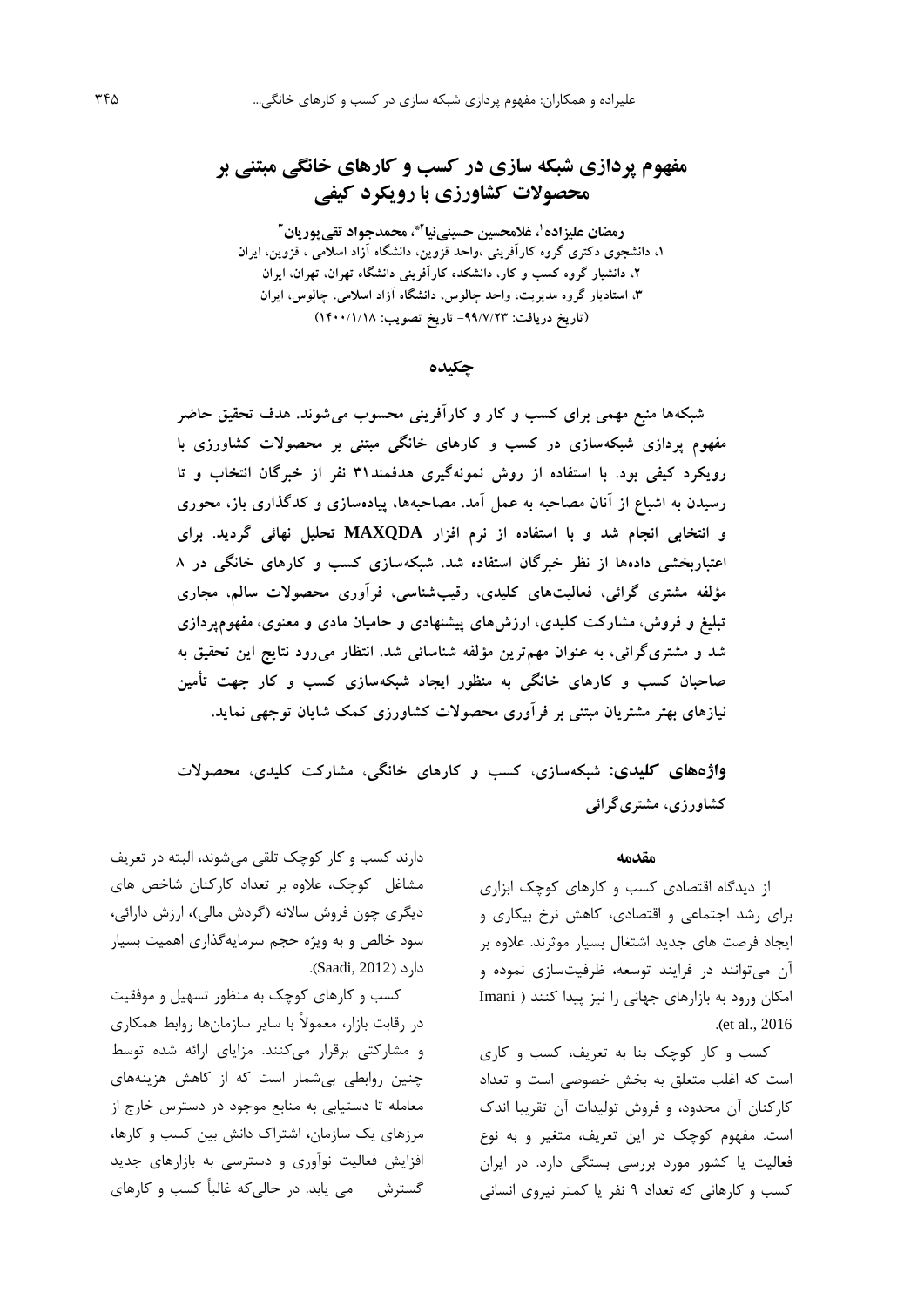# مفهوم پردازی شبکه سازی در کسب و کارهای خانگی مبتنی بر محصولات کشاورزی با رویکرد کیفی

**رمضان علیزاده[1]، غلامحسین حسینی‌نیا[2]*، محمدجواد تقی‌پوریان[3]**

۱، دانشجوی دکتری گروه کارآفرینی ،واحد قزوین، دانشگاه آزاد اسلامی ، قزوین، ایران
۲، دانشیار گروه کسب و کار، دانشکده کارآفرینی دانشگاه تهران، تهران، ایران
۳، استادیار گروه مدیریت، واحد چالوس، دانشگاه آزاد اسلامی، چالوس، ایران
(تاریخ دریافت: ۹۹/۷/۲۳- تاریخ تصویب: ۱۴۰۰/۱/۱۸)

## چکیده

**شبکه‌ها منبع مهمی برای کسب و کار و کارآفرینی محسوب می‌شوند. هدف تحقیق حاضر مفهوم پردازی شبکه‌سازی در کسب و کارهای خانگی مبتنی بر محصولات کشاورزی با رویکرد کیفی بود. با استفاده از روش نمونه‌گیری هدفمند۳۱ نفر از خبرگان انتخاب و تا رسیدن به اشباع از آنان مصاحبه به عمل آمد. مصاحبه‌ها، پیاده‌سازی و کدگذاری باز، محوری و انتخابی انجام شد و با استفاده از نرم افزار MAXQDA تحلیل نهائی گردید. برای اعتباربخشی داده‌ها از نظر خبرگان استفاده شد. شبکه‌سازی کسب و کارهای خانگی در ۸ مؤلفه مشتری گرائی، فعالیت‌های کلیدی، رقیب‌شناسی، فرآوری محصولات سالم، مجاری تبلیغ و فروش، مشارکت کلیدی، ارزش‌های پیشنهادی و حامیان مادی و معنوی، مفهوم‌پردازی شد و مشتری‌گرائی، به عنوان مهم‌ترین مؤلفه شناسائی شد. انتظار می‌رود نتایج این تحقیق به صاحبان کسب و کارهای خانگی به منظور ایجاد شبکه‌سازی کسب و کار جهت تأمین نیازهای بهتر مشتریان مبتنی بر فرآوری محصولات کشاورزی کمک شایان توجهی نماید.**

**واژه‌های کلیدی:** **شبکه‌سازی، کسب و کارهای خانگی، مشارکت کلیدی، محصولات کشاورزی، مشتری‌گرائی**

## مقدمه

از دیدگاه اقتصادی کسب و کارهای کوچک ابزاری برای رشد اجتماعی و اقتصادی، کاهش نرخ بیکاری و ایجاد فرصت های جدید اشتغال بسیار موثرند. علاوه بر آن می‌توانند در فرایند توسعه، ظرفیت‌سازی نموده و امکان ورود به بازارهای جهانی را نیز پیدا کنند (Imani et al., 2016).

کسب و کار کوچک بنا به تعریف، کسب و کاری است که اغلب متعلق به بخش خصوصی است و تعداد کارکنان آن محدود، و فروش تولیدات آن تقریبا اندک است. مفهوم کوچک در این تعریف، متغیر و به نوع فعالیت یا کشور مورد بررسی بستگی دارد. در ایران کسب و کارهائی که تعداد ۹ نفر یا کمتر نیروی انسانی دارند کسب و کار کوچک تلقی می‌شوند، البته در تعریف مشاغل کوچک، علاوه بر تعداد کارکنان شاخص های دیگری چون فروش سالانه (گردش مالی)، ارزش دارائی، سود خالص و به ویژه حجم سرمایه‌گذاری اهمیت بسیار دارد (Saadi, 2012).

کسب و کارهای کوچک به منظور تسهیل و موفقیت در رقابت بازار، معمولاً با سایر سازمان‌ها روابط همکاری و مشارکتی برقرار می‌کنند. مزایای ارائه شده توسط چنین روابطی بی‌شمار است که از کاهش هزینه‌های معامله تا دستیابی به منابع موجود در دسترس خارج از مرزهای یک سازمان، اشتراک دانش بین کسب و کارها، افزایش فعالیت نوآوری و دسترسی به بازارهای جدید گسترش می یابد. در حالی‌که غالباً کسب و کارهای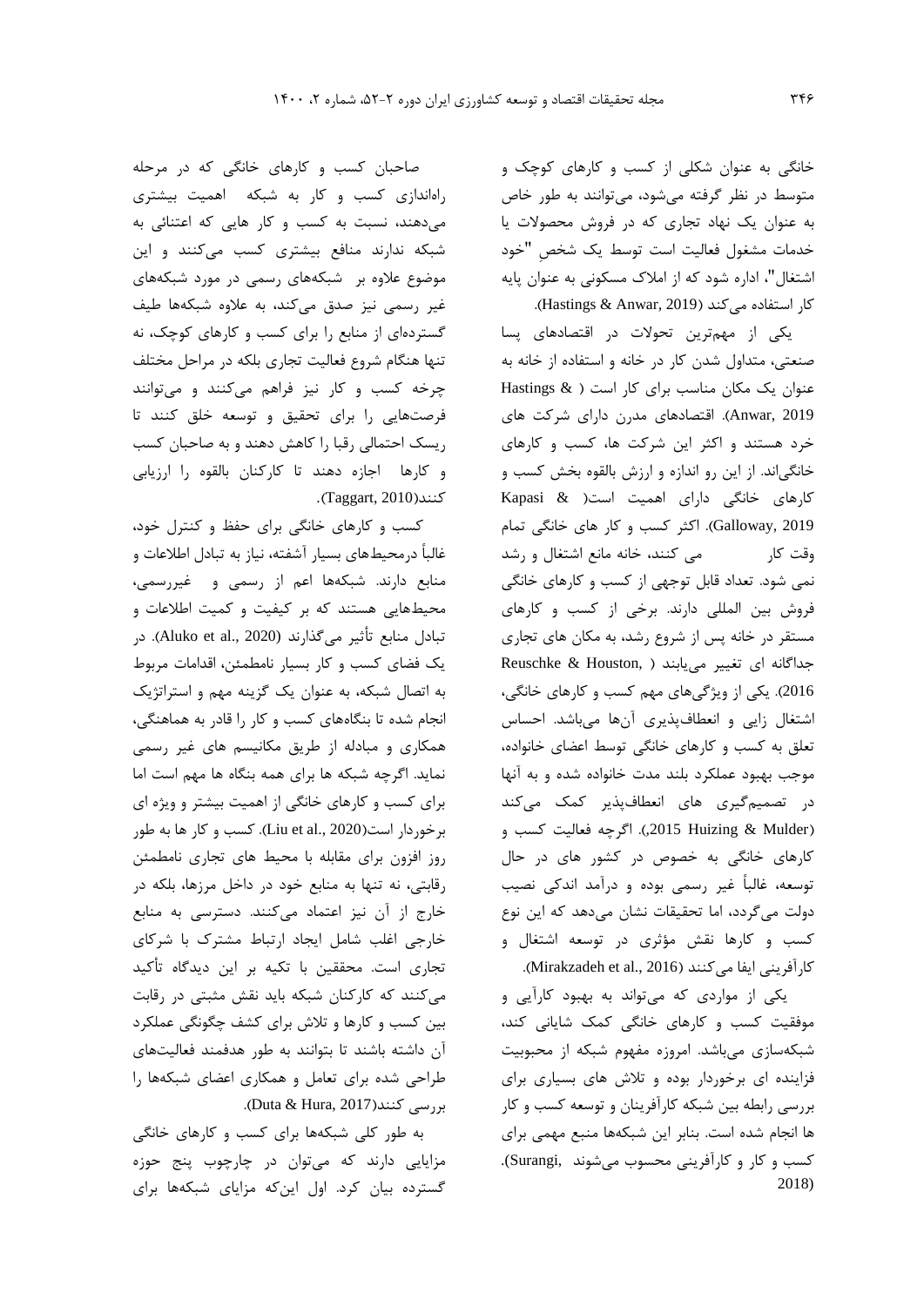خانگی به عنوان شکلی از کسب و کارهای کوچک و متوسط در نظر گرفته می‌شود، می‌توانند به طور خاص به عنوان یک نهاد تجاری که در فروش محصولات یا خدمات مشغول فعالیت است توسط یک شخصِ "خود اشتغال"، اداره شود که از املاک مسکونی به عنوان پایه کار استفاده می‌کند (Hastings & Anwar, 2019).

یکی از مهم‌ترین تحولات در اقتصادهای پسا صنعتی، متداول شدن کار در خانه و استفاده از خانه به عنوان یک مکان مناسب برای کار است ( Hastings & Anwar, 2019). اقتصادهای مدرن دارای شرکت های خرد هستند و اکثر این شرکت ها، کسب و کارهای خانگی‌اند. از این رو اندازه و ارزش بالقوه بخش کسب و کارهای خانگی دارای اهمیت است( Kapasi & Galloway, 2019). اکثر کسب و کار های خانگی تمام وقت کار می کنند، خانه مانع اشتغال و رشد نمی شود. تعداد قابل توجهی از کسب و کارهای خانگی فروش بین المللی دارند. برخی از کسب و کارهای مستقر در خانه پس از شروع رشد، به مکان های تجاری جداگانه ای تغییر می‌یابند ( Reuschke & Houston, 2016). یکی از ویژگی‌های مهم کسب و کارهای خانگی، اشتغال زایی و انعطاف‌پذیری آن‌ها می‌باشد. احساس تعلق به کسب و کارهای خانگی توسط اعضای خانواده، موجب بهبود عملکرد بلند مدت خانواده شده و به آنها در تصمیم‌گیری های انعطاف‌پذیر کمک می‌کند (Huizing & Mulder ,2015). اگرچه فعالیت کسب و کارهای خانگی به خصوص در کشور های در حال توسعه، غالباً غیر رسمی بوده و درآمد اندکی نصیب دولت می‌گردد، اما تحقیقات نشان می‌دهد که این نوع کسب و کارها نقش مؤثری در توسعه اشتغال و کارآفرینی ایفا می‌کنند (Mirakzadeh et al., 2016).

یکی از مواردی که می‌تواند به بهبود کارآیی و موفقیت کسب و کارهای خانگی کمک شایانی کند، شبکه‌سازی می‌باشد. امروزه مفهوم شبکه از محبوبیت فزاینده ای برخوردار بوده و تلاش های بسیاری برای بررسی رابطه بین شبکه کارآفرینان و توسعه کسب و کار ها انجام شده است. بنابر این شبکه‌ها منبع مهمی برای کسب و کار و کارآفرینی محسوب می‌شوند ,Surangi). 2018)

صاحبان کسب و کارهای خانگی که در مرحله راه‌اندازی کسب و کار به شبکه اهمیت بیشتری می‌دهند، نسبت به کسب و کار هایی که اعتنائی به شبکه ندارند منافع بیشتری کسب می‌کنند و این موضوع علاوه بر شبکه‌های رسمی در مورد شبکه‌های غیر رسمی نیز صدق می‌کند، به علاوه شبکه‌ها طیف گسترده‌ای از منابع را برای کسب و کارهای کوچک، نه تنها هنگام شروع فعالیت تجاری بلکه در مراحل مختلف چرخه کسب و کار نیز فراهم می‌کنند و می‌توانند فرصت‌هایی را برای تحقیق و توسعه خلق کنند تا ریسک احتمالی رقبا را کاهش دهند و به صاحبان کسب و کارها اجازه دهند تا کارکنان بالقوه را ارزیابی کنند(Taggart, 2010).

کسب و کارهای خانگی برای حفظ و کنترل خود، غالباً درمحیط‌های بسیار آشفته، نیاز به تبادل اطلاعات و منابع دارند. شبکه‌ها اعم از رسمی و غیررسمی، محیط‌هایی هستند که بر کیفیت و کمیت اطلاعات و تبادل منابع تأثیر می‌گذارند (Aluko et al., 2020). در یک فضای کسب و کار بسیار نامطمئن، اقدامات مربوط به اتصال شبکه، به عنوان یک گزینه مهم و استراتژیک انجام شده تا بنگاه‌های کسب و کار را قادر به هماهنگی، همکاری و مبادله از طریق مکانیسم های غیر رسمی نماید. اگرچه شبکه ها برای همه بنگاه ها مهم است اما برای کسب و کارهای خانگی از اهمیت بیشتر و ویژه ای برخوردار است(Liu et al., 2020). کسب و کار ها به طور روز افزون برای مقابله با محیط های تجاری نامطمئن رقابتی، نه تنها به منابع خود در داخل مرزها، بلکه در خارج از آن نیز اعتماد می‌کنند. دسترسی به منابع خارجی اغلب شامل ایجاد ارتباط مشترک با شرکای تجاری است. محققین با تکیه بر این دیدگاه تأکید می‌کنند که کارکنان شبکه باید نقش مثبتی در رقابت بین کسب و کارها و تلاش برای کشف چگونگی عملکرد آن داشته باشند تا بتوانند به طور هدفمند فعالیت‌های طراحی شده برای تعامل و همکاری اعضای شبکه‌ها را بررسی کنند(Duta & Hura, 2017).

به طور کلی شبکه‌ها برای کسب و کارهای خانگی مزایایی دارند که می‌توان در چارچوب پنج حوزه گسترده بیان کرد. اول این‌که مزایای شبکه‌ها برای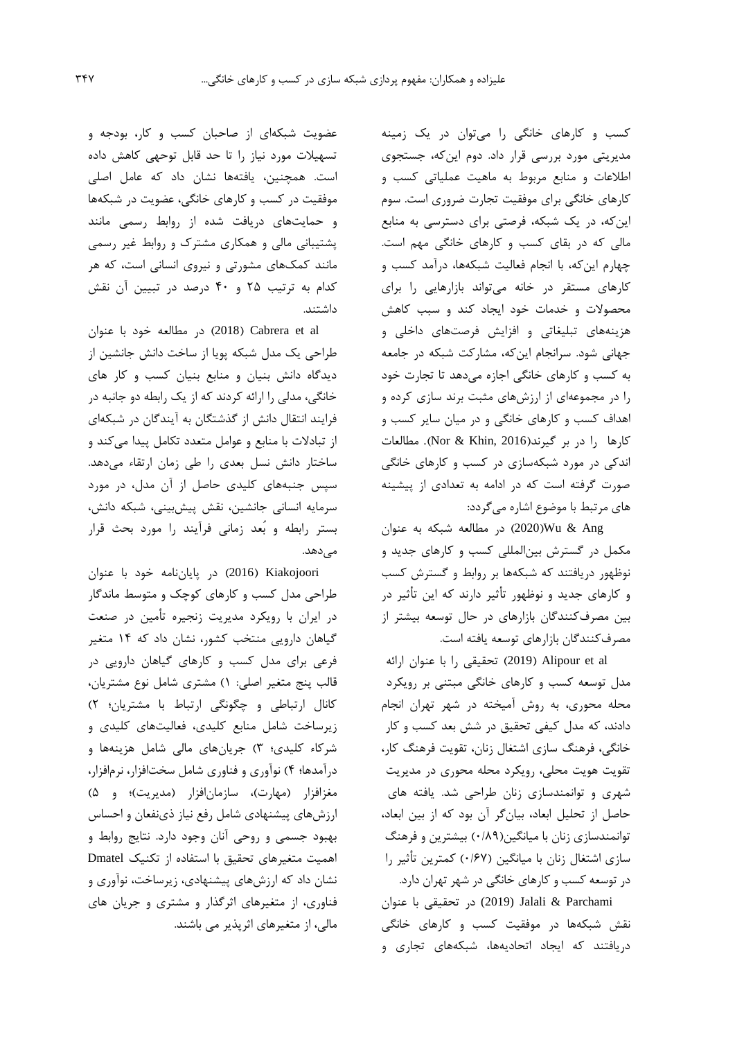کسب و کارهای خانگی را می‌توان در یک زمینه مدیریتی مورد بررسی قرار داد. دوم این‌که، جستجوی اطلاعات و منابع مربوط به ماهیت عملیاتی کسب و کارهای خانگی برای موفقیت تجارت ضروری است. سوم این‌که، در یک شبکه، فرصتی برای دسترسی به منابع مالی که در بقای کسب و کارهای خانگی مهم است. چهارم این‌که، با انجام فعالیت شبکه‌ها، درآمد کسب و کارهای مستقر در خانه می‌تواند بازارهایی را برای محصولات و خدمات خود ایجاد کند و سبب کاهش هزینه‌های تبلیغاتی و افزایش فرصت‌های داخلی و جهانی شود. سرانجام این‌که، مشارکت شبکه در جامعه به کسب و کارهای خانگی اجازه می‌دهد تا تجارت خود را در مجموعه‌ای از ارزش‌های مثبت برند سازی کرده و اهداف کسب و کارهای خانگی و در میان سایر کسب و کارها را در بر گیرند(Nor & Khin, 2016). مطالعات اندکی در مورد شبکه‌سازی در کسب و کارهای خانگی صورت گرفته است که در ادامه به تعدادی از پیشینه های مرتبط با موضوع اشاره می‌گردد:

Wu & Ang (2020) در مطالعه شبکه به عنوان مکمل در گسترش بین‌المللی کسب و کارهای جدید و نوظهور دریافتند که شبکه‌ها بر روابط و گسترش کسب و کارهای جدید و نوظهور تأثیر دارند که این تأثیر در بین مصرف‌کنندگان بازارهای در حال توسعه بیشتر از مصرف‌کنندگان بازارهای توسعه یافته است.

Alipour et al (2019) تحقیقی را با عنوان ارائه مدل توسعه کسب و کارهای خانگی مبتنی بر رویکرد محله محوری، به روش آمیخته در شهر تهران انجام دادند، که مدل کیفی تحقیق در شش بعد کسب و کار خانگی، فرهنگ سازی اشتغال زنان، تقویت فرهنگ کار، تقویت هویت محلی، رویکرد محله محوری در مدیریت شهری و توانمندسازی زنان طراحی شد. یافته های حاصل از تحلیل ابعاد، بیان‌گر آن بود که از بین ابعاد، توانمندسازی زنان با میانگین(۰/۸۹) بیشترین و فرهنگ سازی اشتغال زنان با میانگین (۰/۶۷) کمترین تأثیر را در توسعه کسب و کارهای خانگی در شهر تهران دارد.

Jalali & Parchami (2019) در تحقیقی با عنوان نقش شبکه‌ها در موفقیت کسب و کارهای خانگی دریافتند که ایجاد اتحادیه‌ها، شبکه‌های تجاری و عضویت شبکه‌ای از صاحبان کسب و کار، بودجه و تسهیلات مورد نیاز را تا حد قابل توجهی کاهش داده است. همچنین، یافته‌ها نشان داد که عامل اصلی موفقیت در کسب و کارهای خانگی، عضویت در شبکه‌ها و حمایت‌های دریافت شده از روابط رسمی مانند پشتیبانی مالی و همکاری مشترک و روابط غیر رسمی مانند کمک‌های مشورتی و نیروی انسانی است، که هر کدام به ترتیب ۲۵ و ۴۰ درصد در تبیین آن نقش داشتند.

Cabrera et al (2018) در مطالعه خود با عنوان طراحی یک مدل شبکه پویا از ساخت دانش جانشین از دیدگاه دانش بنیان و منابع بنیان کسب و کار های خانگی، مدلی را ارائه کردند که از یک رابطه دو جانبه در فرایند انتقال دانش از گذشتگان به آیندگان در شبکه‌ای از تبادلات با منابع و عوامل متعدد تکامل پیدا می‌کند و ساختار دانش نسل بعدی را طی زمان ارتقاء می‌دهد. سپس جنبه‌های کلیدی حاصل از آن مدل، در مورد سرمایه انسانی جانشین، نقش پیش‌بینی، شبکه دانش، بستر رابطه و بُعد زمانی فرآیند را مورد بحث قرار می‌دهد.

Kiakojoori (2016) در پایان‌نامه خود با عنوان طراحی مدل کسب و کارهای کوچک و متوسط ماندگار در ایران با رویکرد مدیریت زنجیره تأمین در صنعت گیاهان دارویی منتخب کشور، نشان داد که ۱۴ متغیر فرعی برای مدل کسب و کارهای گیاهان دارویی در قالب پنج متغیر اصلی: ۱) مشتری شامل نوع مشتریان، کانال ارتباطی و چگونگی ارتباط با مشتریان؛ ۲) زیرساخت شامل منابع کلیدی، فعالیت‌های کلیدی و شرکاء کلیدی؛ ۳) جریان‌های مالی شامل هزینه‌ها و درآمدها؛ ۴) نوآوری و فناوری شامل سخت‌افزار، نرم‌افزار، مغزافزار (مهارت)، سازمان‌افزار (مدیریت)؛ و ۵) ارزش‌های پیشنهادی شامل رفع نیاز ذی‌نفعان و احساس بهبود جسمی و روحی آنان وجود دارد. نتایج روابط و اهمیت متغیرهای تحقیق با استفاده از تکنیک Dmatel نشان داد که ارزش‌های پیشنهادی، زیرساخت، نوآوری و فناوری، از متغیرهای اثرگذار و مشتری و جریان های مالی، از متغیرهای اثرپذیر می باشند.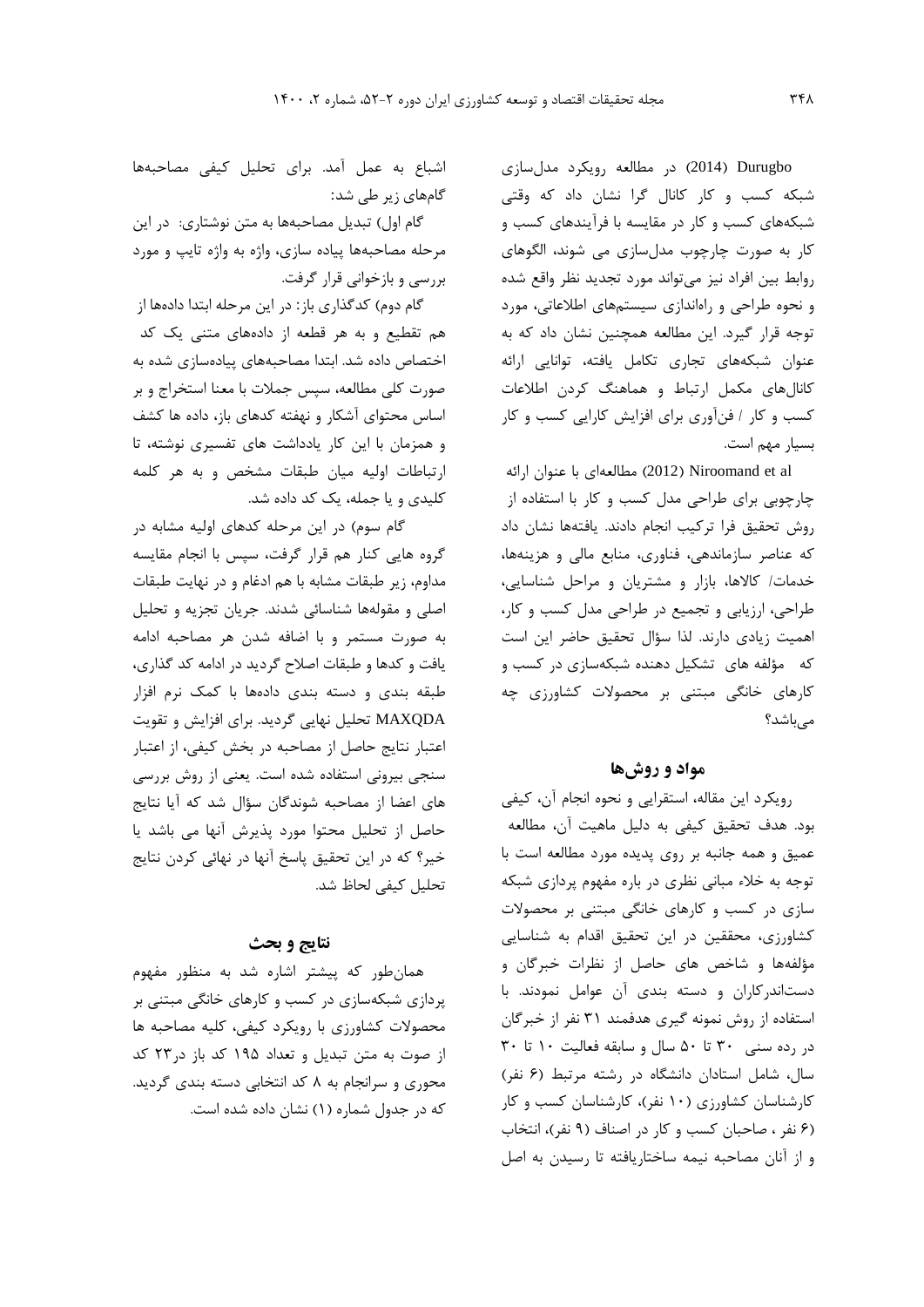Durugbo (2014) در مطالعه رویکرد مدل‌سازی شبکه کسب و کار کانال گرا نشان داد که وقتی شبکه‌های کسب و کار در مقایسه با فرآیندهای کسب و کار به صورت چارچوب مدل‌سازی می شوند، الگوهای روابط بین افراد نیز می‌تواند مورد تجدید نظر واقع شده و نحوه طراحی و راه‌اندازی سیستم‌های اطلاعاتی، مورد توجه قرار گیرد. این مطالعه همچنین نشان داد که به عنوان شبکه‌های تجاری تکامل یافته، توانایی ارائه کانال‌های مکمل ارتباط و هماهنگ کردن اطلاعات کسب و کار / فن‌آوری برای افزایش کارایی کسب و کار بسیار مهم است.

Niroomand et al (2012) مطالعه‌ای با عنوان ارائه چارچوبی برای طراحی مدل کسب و کار با استفاده از روش تحقیق فرا ترکیب انجام دادند. یافته‌ها نشان داد که عناصر سازماندهی، فناوری، منابع مالی و هزینه‌ها، خدمات/ کالاها، بازار و مشتریان و مراحل شناسایی، طراحی، ارزیابی و تجمیع در طراحی مدل کسب و کار، اهمیت زیادی دارند. لذا سؤال تحقیق حاضر این است که مؤلفه های تشکیل دهنده شبکه‌سازی در کسب و کارهای خانگی مبتنی بر محصولات کشاورزی چه می‌باشد؟

## مواد و روش‌ها

رویکرد این مقاله، استقرایی و نحوه انجام آن، کیفی بود. هدف تحقیق کیفی به دلیل ماهیت آن، مطالعه عمیق و همه جانبه بر روی پدیده مورد مطالعه است با توجه به خلاء مبانی نظری در باره مفهوم پردازی شبکه سازی در کسب و کارهای خانگی مبتنی بر محصولات کشاورزی، محققین در این تحقیق اقدام به شناسایی مؤلفه‌ها و شاخص های حاصل از نظرات خبرگان و دست‌اندرکاران و دسته بندی آن عوامل نمودند. با استفاده از روش نمونه گیری هدفمند ۳۱ نفر از خبرگان در رده سنی ۳۰ تا ۵۰ سال و سابقه فعالیت ۱۰ تا ۳۰ سال، شامل استادان دانشگاه در رشته مرتبط (۶ نفر) کارشناسان کشاورزی (۱۰ نفر)، کارشناسان کسب و کار (۶ نفر ، صاحبان کسب و کار در اصناف (۹ نفر)، انتخاب و از آنان مصاحبه نیمه ساختاریافته تا رسیدن به اصل اشباع به عمل آمد. برای تحلیل کیفی مصاحبه‌ها گام‌های زیر طی شد:

گام اول) تبدیل مصاحبه‌ها به متن نوشتاری: در این مرحله مصاحبه‌ها پیاده سازی، واژه به واژه تایپ و مورد بررسی و بازخوانی قرار گرفت.

گام دوم) کدگذاری باز: در این مرحله ابتدا داده‌ها از هم تقطیع و به هر قطعه از داده‌های متنی یک کد اختصاص داده شد. ابتدا مصاحبه‌های پیاده‌سازی شده به صورت کلی مطالعه، سپس جملات با معنا استخراج و بر اساس محتوای آشکار و نهفته کدهای باز، داده ها کشف و همزمان با این کار یادداشت های تفسیری نوشته، تا ارتباطات اولیه میان طبقات مشخص و به هر کلمه کلیدی و یا جمله، یک کد داده شد.

گام سوم) در این مرحله کدهای اولیه مشابه در گروه هایی کنار هم قرار گرفت، سپس با انجام مقایسه مداوم، زیر طبقات مشابه با هم ادغام و در نهایت طبقات اصلی و مقوله‌ها شناسائی شدند. جریان تجزیه و تحلیل به صورت مستمر و با اضافه شدن هر مصاحبه ادامه یافت و کدها و طبقات اصلاح گردید در ادامه کد گذاری، طبقه بندی و دسته بندی داده‌ها با کمک نرم افزار MAXQDA تحلیل نهایی گردید. برای افزایش و تقویت اعتبار نتایج حاصل از مصاحبه در بخش کیفی، از اعتبار سنجی بیرونی استفاده شده است. یعنی از روش بررسی های اعضا از مصاحبه شوندگان سؤال شد که آیا نتایج حاصل از تحلیل محتوا مورد پذیرش آنها می باشد یا خیر؟ که در این تحقیق پاسخ آنها در نهائی کردن نتایج تحلیل کیفی لحاظ شد.

## نتایج و بحث

همان‌طور که پیشتر اشاره شد به منظور مفهوم پردازی شبکه‌سازی در کسب و کارهای خانگی مبتنی بر محصولات کشاورزی با رویکرد کیفی، کلیه مصاحبه ها از صوت به متن تبدیل و تعداد ۱۹۵ کد باز در۲۳ کد محوری و سرانجام به ۸ کد انتخابی دسته بندی گردید. که در جدول شماره (۱) نشان داده شده است.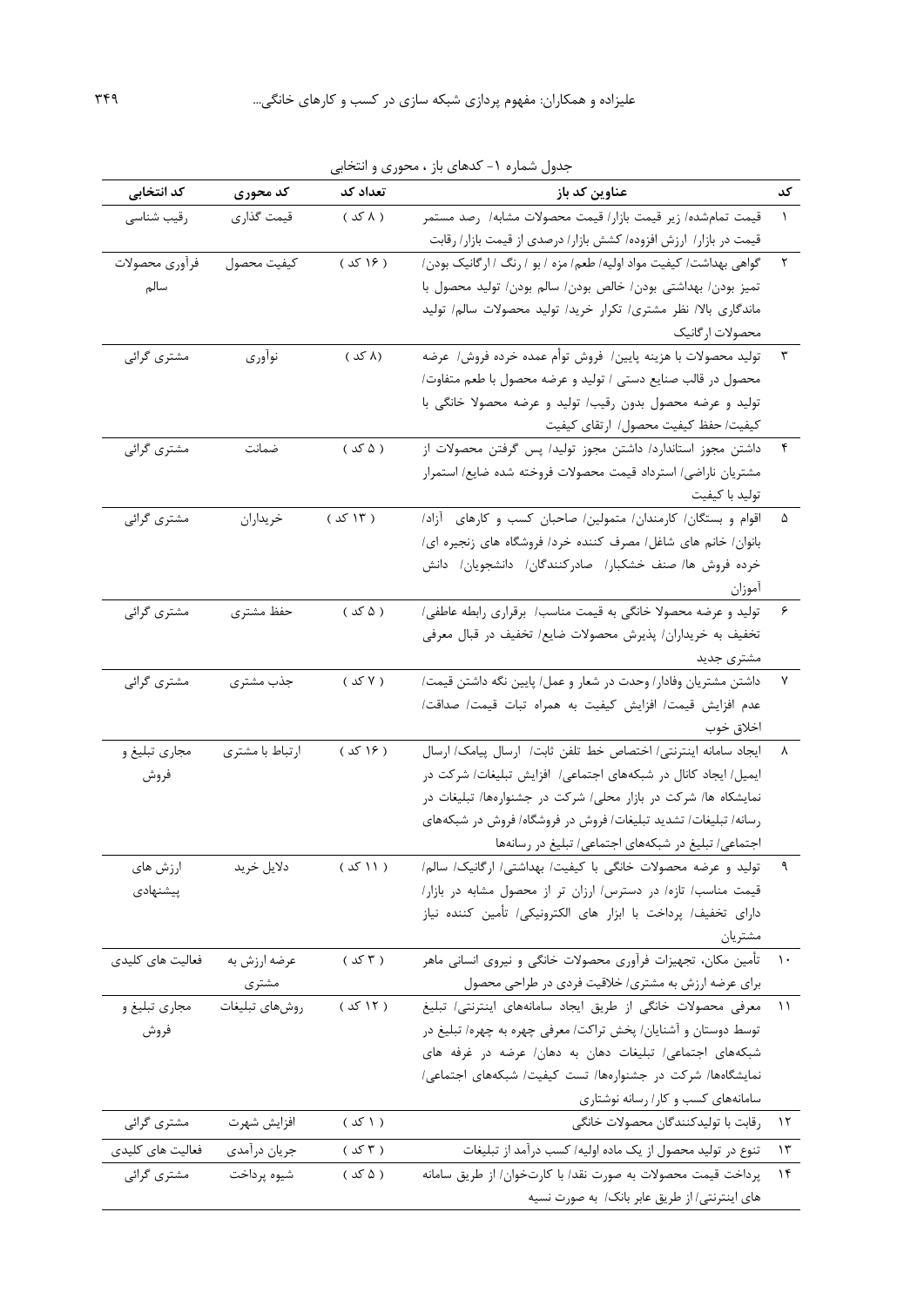جدول شماره ۱- کدهای باز ، محوری و انتخابی

| کد | عناوین کد باز | تعداد کد | کد محوری | کد انتخابی |
|---|---|---|---|---|
| ۱ | قیمت تمام‌شده/ زیر قیمت بازار/ قیمت محصولات مشابه/ رصد مستمر قیمت در بازار/ ارزش افزوده/ کشش بازار/ درصدی از قیمت بازار/ رقابت | ( ۸ کد ) | قیمت گذاری | رقیب شناسی |
| ۲ | گواهی بهداشت/ کیفیت مواد اولیه/ طعم/ مزه / بو / رنگ / ارگانیک بودن/ تمیز بودن/ بهداشتی بودن/ خالص بودن/ سالم بودن/ تولید محصول با ماندگاری بالا/ نظر مشتری/ تکرار خرید/ تولید محصولات سالم/ تولید محصولات ارگانیک | ( ۱۶ کد ) | کیفیت محصول | فرآوری محصولات سالم |
| ۳ | تولید محصولات با هزینه پایین/ فروش توأم عمده خرده فروش/ عرضه محصول در قالب صنایع دستی / تولید و عرضه محصول با طعم متفاوت/ تولید و عرضه محصول بدون رقیب/ تولید و عرضه محصولا خانگی با کیفیت/ حفظ کیفیت محصول/ ارتقای کیفیت | (۸ کد ) | نوآوری | مشتری گرائی |
| ۴ | داشتن مجوز استاندارد/ داشتن مجوز تولید/ پس گرفتن محصولات از مشتریان ناراضی/ استرداد قیمت محصولات فروخته شده ضایع/ استمرار تولید با کیفیت | ( ۵ کد ) | ضمانت | مشتری گرائی |
| ۵ | اقوام و بستگان/ کارمندان/ متمولین/ صاحبان کسب و کارهای آزاد/ بانوان/ خانم های شاغل/ مصرف کننده خرد/ فروشگاه های زنجیره ای/ خرده فروش ها/ صنف خشکبار/ صادرکنندگان/ دانشجویان/ دانش آموزان | ( ۱۳ کد ) | خریداران | مشتری گرائی |
| ۶ | تولید و عرضه محصولا خانگی به قیمت مناسب/ برقراری رابطه عاطفی/ تخفیف به خریداران/ پذیرش محصولات ضایع/ تخفیف در قبال معرفی مشتری جدید | ( ۵ کد ) | حفظ مشتری | مشتری گرائی |
| ۷ | داشتن مشتریان وفادار/ وحدت در شعار و عمل/ پایین نگه داشتن قیمت/ عدم افزایش قیمت/ افزایش کیفیت به همراه ثبات قیمت/ صداقت/ اخلاق خوب | ( ۷ کد ) | جذب مشتری | مشتری گرائی |
| ۸ | ایجاد سامانه اینترنتی/ اختصاص خط تلفن ثابت/ ارسال پیامک/ ارسال ایمیل/ ایجاد کانال در شبکه‌های اجتماعی/ افزایش تبلیغات/ شرکت در نمایشگاه ها/ شرکت در بازار محلی/ شرکت در جشنواره‌ها/ تبلیغات در رسانه/ تبلیغات/ تشدید تبلیغات/ فروش در فروشگاه/ فروش در شبکه‌های اجتماعی/ تبلیغ در شبکه‌های اجتماعی/ تبلیغ در رسانه‌ها | ( ۱۶ کد ) | ارتباط با مشتری | مجاری تبلیغ و فروش |
| ۹ | تولید و عرضه محصولات خانگی با کیفیت/ بهداشتی/ ارگانیک/ سالم/ قیمت مناسب/ تازه/ در دسترس/ ارزان تر از محصول مشابه در بازار/ دارای تخفیف/ پرداخت با ابزار های الکترونیکی/ تأمین کننده نیاز مشتریان | ( ۱۱ کد ) | دلایل خرید | ارزش های پیشنهادی |
| ۱۰ | تأمین مکان، تجهیزات فرآوری محصولات خانگی و نیروی انسانی ماهر برای عرضه ارزش به مشتری/ خلاقیت فردی در طراحی محصول | ( ۳ کد ) | عرضه ارزش به مشتری | فعالیت های کلیدی |
| ۱۱ | معرفی محصولات خانگی از طریق ایجاد سامانه‌های اینترنتی/ تبلیغ توسط دوستان و آشنایان/ پخش تراکت/ معرفی چهره به چهره/ تبلیغ در شبکه‌های اجتماعی/ تبلیغات دهان به دهان/ عرضه در غرفه های نمایشگاه‌ها/ شرکت در جشنواره‌ها/ تست کیفیت/ شبکه‌های اجتماعی/ سامانه‌های کسب و کار/ رسانه نوشتاری | ( ۱۲ کد ) | روش‌های تبلیغات | مجاری تبلیغ و فروش |
| ۱۲ | رقابت با تولیدکنندگان محصولات خانگی | ( ۱ کد ) | افزایش شهرت | مشتری گرائی |
| ۱۳ | تنوع در تولید محصول از یک ماده اولیه/ کسب درآمد از تبلیغات | ( ۳ کد ) | جریان درآمدی | فعالیت های کلیدی |
| ۱۴ | پرداخت قیمت محصولات به صورت نقد/ با کارت‌خوان/ از طریق سامانه های اینترنتی/ از طریق عابر بانک/ به صورت نسیه | ( ۵ کد ) | شیوه پرداخت | مشتری گرائی |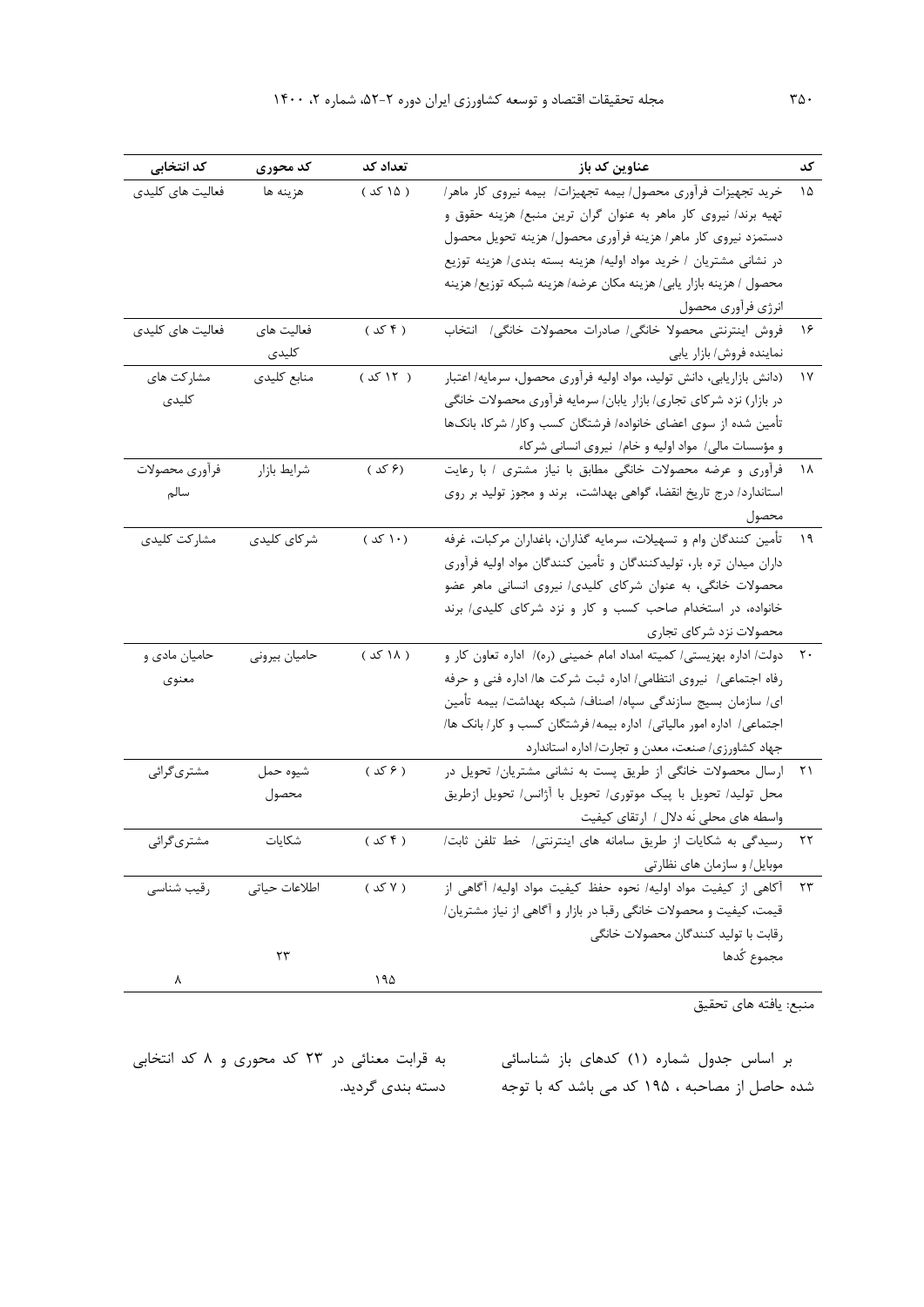| کد | عناوین کد باز | تعداد کد | کد محوری | کد انتخابی |
|---|---|---|---|---|
| ۱۵ | خرید تجهیزات فرآوری محصول/ بیمه تجهیزات/ بیمه نیروی کار ماهر/ تهیه برند/ نیروی کار ماهر به عنوان گران ترین منبع/ هزینه حقوق و دستمزد نیروی کار ماهر/ هزینه فرآوری محصول/ هزینه تحویل محصول در نشانی مشتریان / خرید مواد اولیه/ هزینه بسته بندی/ هزینه توزیع محصول / هزینه بازار یابی/ هزینه مکان عرضه/ هزینه شبکه توزیع/ هزینه انرژی فرآوری محصول | ( ۱۵ کد ) | هزینه ها | فعالیت های کلیدی |
| ۱۶ | فروش اینترنتی محصولا خانگی/ صادرات محصولات خانگی/ انتخاب نماینده فروش/ بازار یابی | ( ۴ کد ) | فعالیت های کلیدی | فعالیت های کلیدی |
| ۱۷ | (دانش بازاریابی، دانش تولید، مواد اولیه فرآوری محصول، سرمایه/ اعتبار در بازار) نزد شرکای تجاری/ بازار یابان/ سرمایه فرآوری محصولات خانگی تأمین شده از سوی اعضای خانواده/ فرشتگان کسب وکار/ شرکا، بانک‌ها و مؤسسات مالی/ مواد اولیه و خام/ نیروی انسانی شرکاء | ( ۱۲ کد ) | منابع کلیدی | مشارکت های کلیدی |
| ۱۸ | فرآوری و عرضه محصولات خانگی مطابق با نیاز مشتری / با رعایت استاندارد/ درج تاریخ انقضا، گواهی بهداشت، برند و مجوز تولید بر روی محصول | (۶ کد ) | شرایط بازار | فرآوری محصولات سالم |
| ۱۹ | تأمین کنندگان وام و تسهیلات، سرمایه گذاران، باغداران مرکبات، غرفه داران میدان تره بار، تولیدکنندگان و تأمین کنندگان مواد اولیه فرآوری محصولات خانگی، به عنوان شرکای کلیدی/ نیروی انسانی ماهر عضو خانواده، در استخدام صاحب کسب و کار و نزد شرکای کلیدی/ برند محصولات نزد شرکای تجاری | ( ۱۰ کد ) | شرکای کلیدی | مشارکت کلیدی |
| ۲۰ | دولت/ اداره بهزیستی/ کمیته امداد امام خمینی (ره)/ اداره تعاون کار و رفاه اجتماعی/ نیروی انتظامی/ اداره ثبت شرکت ها/ اداره فنی و حرفه ای/ سازمان بسیج سازندگی سپاه/ اصناف/ شبکه بهداشت/ بیمه تأمین اجتماعی/ اداره امور مالیاتی/ اداره بیمه/ فرشتگان کسب و کار/ بانک ها/ جهاد کشاورزی/ صنعت، معدن و تجارت/ اداره استاندارد | ( ۱۸ کد ) | حامیان بیرونی | حامیان مادی و معنوی |
| ۲۱ | ارسال محصولات خانگی از طریق پست به نشانی مشتریان/ تحویل در محل تولید/ تحویل با پیک موتوری/ تحویل با آژانس/ تحویل ازطریق واسطه های محلی نَه دلال / ارتقای کیفیت | ( ۶ کد ) | شیوه حمل محصول | مشتری‌گرائی |
| ۲۲ | رسیدگی به شکایات از طریق سامانه های اینترنتی/ خط تلفن ثابت/ موبایل/ و سازمان های نظارتی | ( ۴ کد ) | شکایات | مشتری‌گرائی |
| ۲۳ | آگاهی از کیفیت مواد اولیه/ نحوه حفظ کیفیت مواد اولیه/ آگاهی از قیمت، کیفیت و محصولات خانگی رقبا در بازار و آگاهی از نیاز مشتریان/ رقابت با تولید کنندگان محصولات خانگی | ( ۷ کد ) | اطلاعات حیاتی | رقیب شناسی |
| | مجموع کُدها | ۱۹۵ | ۲۳ | ۸ |

منبع: یافته های تحقیق

بر اساس جدول شماره (۱) کدهای باز شناسائی شده حاصل از مصاحبه ، ۱۹۵ کد می باشد که با توجه به قرابت معنائی در ۲۳ کد محوری و ۸ کد انتخابی دسته بندی گردید.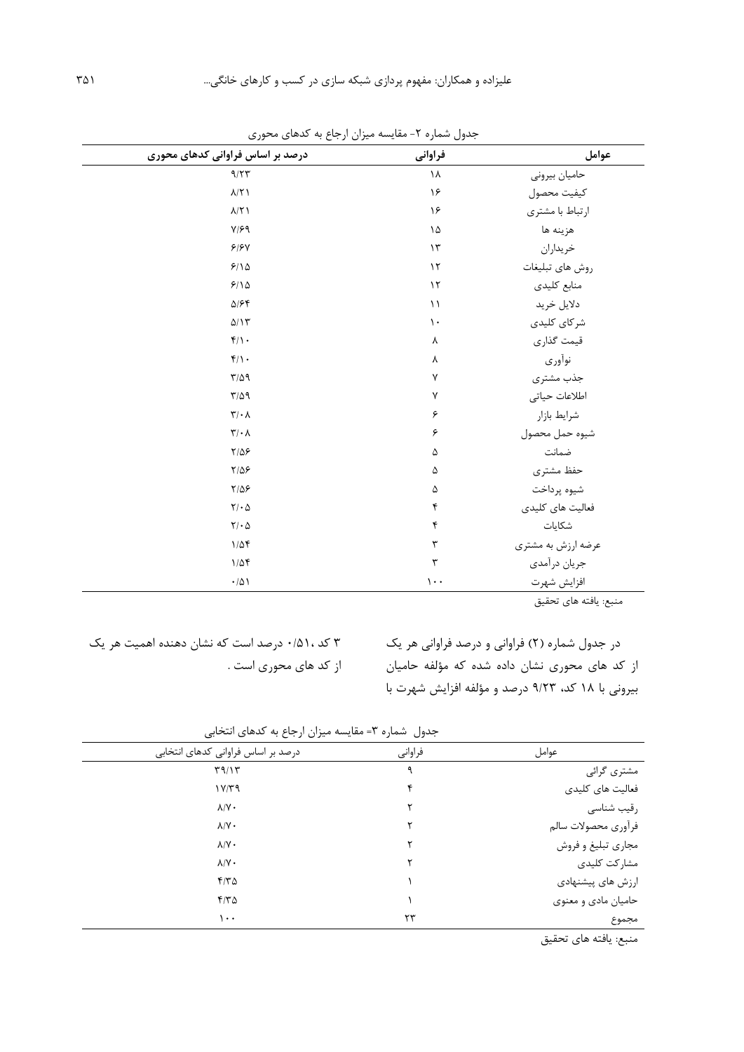جدول شماره ۲- مقایسه میزان ارجاع به کدهای محوری

| عوامل | فراوانی | درصد بر اساس فراوانی کدهای محوری |
|---|---|---|
| حامیان بیرونی | ۱۸ | ۹/۲۳ |
| کیفیت محصول | ۱۶ | ۸/۲۱ |
| ارتباط با مشتری | ۱۶ | ۸/۲۱ |
| هزینه ها | ۱۵ | ۷/۶۹ |
| خریداران | ۱۳ | ۶/۶۷ |
| روش های تبلیغات | ۱۲ | ۶/۱۵ |
| منابع کلیدی | ۱۲ | ۶/۱۵ |
| دلایل خرید | ۱۱ | ۵/۶۴ |
| شرکای کلیدی | ۱۰ | ۵/۱۳ |
| قیمت گذاری | ۸ | ۴/۱۰ |
| نوآوری | ۸ | ۴/۱۰ |
| جذب مشتری | ۷ | ۳/۵۹ |
| اطلاعات حیاتی | ۷ | ۳/۵۹ |
| شرایط بازار | ۶ | ۳/۰۸ |
| شیوه حمل محصول | ۶ | ۳/۰۸ |
| ضمانت | ۵ | ۲/۵۶ |
| حفظ مشتری | ۵ | ۲/۵۶ |
| شیوه پرداخت | ۵ | ۲/۵۶ |
| فعالیت های کلیدی | ۴ | ۲/۰۵ |
| شکایات | ۴ | ۲/۰۵ |
| عرضه ارزش به مشتری | ۳ | ۱/۵۴ |
| جریان درآمدی | ۳ | ۱/۵۴ |
| افزایش شهرت | ۱۰۰ | ۰/۵۱ |

منبع: یافته های تحقیق

در جدول شماره (۲) فراوانی و درصد فراوانی هر یک از کد های محوری نشان داده شده که مؤلفه حامیان بیرونی با ۱۸ کد، ۹/۲۳ درصد و مؤلفه افزایش شهرت با ۳ کد ،۰/۵۱ درصد است که نشان دهنده اهمیت هر یک از کد های محوری است .

جدول شماره ۳= مقایسه میزان ارجاع به کدهای انتخابی

| عوامل | فراوانی | درصد بر اساس فراوانی کدهای انتخابی |
|---|---|---|
| مشتری گرائی | ۹ | ۳۹/۱۳ |
| فعالیت های کلیدی | ۴ | ۱۷/۳۹ |
| رقیب شناسی | ۲ | ۸/۷۰ |
| فرآوری محصولات سالم | ۲ | ۸/۷۰ |
| مجاری تبلیغ و فروش | ۲ | ۸/۷۰ |
| مشارکت کلیدی | ۲ | ۸/۷۰ |
| ارزش های پیشنهادی | ۱ | ۴/۳۵ |
| حامیان مادی و معنوی | ۱ | ۴/۳۵ |
| مجموع | ۲۳ | ۱۰۰ |

منبع: یافته های تحقیق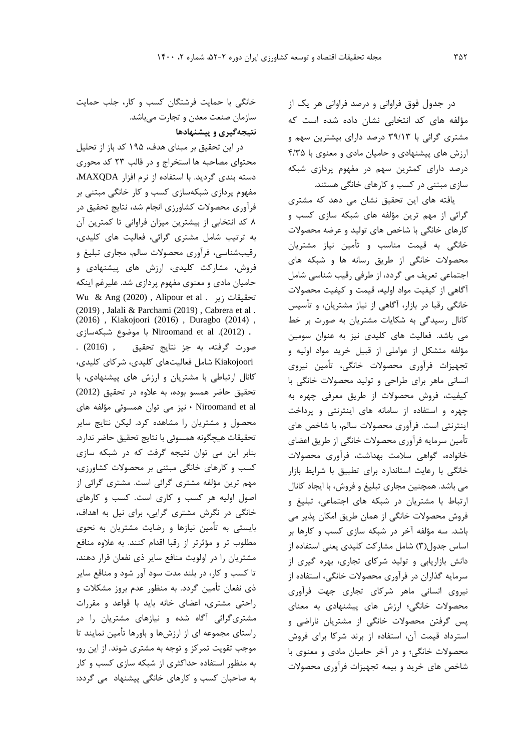در جدول فوق فراوانی و درصد فراوانی هر یک از مؤلفه های کد انتخابی نشان داده شده است که مشتری گرائی با ۳۹/۱۳ درصد دارای بیشترین سهم و ارزش های پیشنهادی و حامیان مادی و معنوی با ۴/۳۵ درصد دارای کمترین سهم در مفهوم پردازی شبکه سازی مبتنی در کسب و کارهای خانگی هستند.

یافته های این تحقیق نشان می دهد که مشتری گرائی از مهم ترین مؤلفه های شبکه سازی کسب و کارهای خانگی با شاخص های تولید و عرضه محصولات خانگی به قیمت مناسب و تأمین نیاز مشتریان محصولات خانگی از طریق رسانه ها و شبکه های اجتماعی تعریف می گردد، از طرفی رقیب شناسی شامل آگاهی از کیفیت مواد اولیه، قیمت و کیفیت محصولات خانگی رقبا در بازار، آگاهی از نیاز مشتریان، و تأسیس کانال رسیدگی به شکایات مشتریان به صورت بر خط می باشد. فعالیت های کلیدی نیز به عنوان سومین مؤلفه متشکل از عواملی از قبیل خرید مواد اولیه و تجهیزات فرآوری محصولات خانگی، تأمین نیروی انسانی ماهر برای طراحی و تولید محصولات خانگی با کیفیت، فروش محصولات از طریق معرفی چهره به چهره و استفاده از سامانه های اینترنتی و پرداخت اینترنتی است. فرآوری محصولات سالم، با شاخص های تأمین سرمایه فرآوری محصولات خانگی از طریق اعضای خانواده، گواهی سلامت بهداشت، فرآوری محصولات خانگی با رعایت استاندارد برای تطبیق با شرایط بازار می باشد. همچنین مجاری تبلیغ و فروش، با ایجاد کانال ارتباط با مشتریان در شبکه های اجتماعی، تبلیغ و فروش محصولات خانگی از همان طریق امکان پذیر می باشد. سه مؤلفه آخر در شبکه سازی کسب و کارها بر اساس جدول(۳) شامل مشارکت کلیدی یعنی استفاده از دانش بازاریابی و تولید شرکای تجاری، بهره گیری از سرمایه گذاران در فرآوری محصولات خانگی، استفاده از نیروی انسانی ماهر شرکای تجاری جهت فرآوری محصولات خانگی؛ ارزش های پیشنهادی به معنای پس گرفتن محصولات خانگی از مشتریان ناراضی و استرداد قیمت آن، استفاده از برند شرکا برای فروش محصولات خانگی؛ و در آخر حامیان مادی و معنوی با شاخص های خرید و بیمه تجهیزات فرآوری محصولات خانگی با حمایت فرشتگان کسب و کار، جلب حمایت سازمان صنعت معدن و تجارت می‌باشد.

## نتیجه‌گیری و پیشنهادها

در این تحقیق بر مبنای هدف، ۱۹۵ کد باز از تحلیل محتوای مصاحبه ها استخراج و در قالب ۲۳ کد محوری دسته بندی گردید. با استفاده از نرم افزار MAXQDA، مفهوم پردازی شبکه‌سازی کسب و کار خانگی مبتنی بر فرآوری محصولات کشاورزی انجام شد، نتایج تحقیق در ۸ کد انتخابی از بیشترین میزان فراوانی تا کمترین آن به ترتیب شامل مشتری گرائی، فعالیت های کلیدی، رقیب‌شناسی، فرآوری محصولات سالم، مجاری تبلیغ و فروش، مشارکت کلیدی، ارزش های پیشنهادی و حامیان مادی و معنوی مفهوم پردازی شد. علیرغم اینکه تحقیقات زیر . Wu & Ang (2020) , Alipour et al . (2019) , Jalali & Parchami (2019) , Cabrera et al . (2016) , Kiakojoori (2016) , Duragbo (2014) , Niroomand et al .(2012) . با موضوع شبکه‌سازی صورت گرفته، به جز نتایج تحقیق , (2016) . Kiakojoori شامل فعالیت‌های کلیدی، شرکای کلیدی، کانال ارتباطی با مشتریان و ارزش های پیشنهادی، با تحقیق حاضر همسو بوده، به علاوه در تحقیق (2012) Niroomand et al ، نیز می توان همسوئی مؤلفه های محصول و مشتریان را مشاهده کرد. لیکن نتایج سایر تحقیقات هیچگونه همسوئی با نتایج تحقیق حاضر ندارد. بنابر این می توان نتیجه گرفت که در شبکه سازی کسب و کارهای خانگی مبتنی بر محصولات کشاورزی، مهم ترین مؤلفه مشتری گرائی است. مشتری گرائی از اصول اولیه هر کسب و کاری است. کسب و کارهای خانگی در نگرش مشتری گرایی، برای نیل به اهداف، بایستی به تأمین نیازها و رضایت مشتریان به نحوی مطلوب تر و مؤثرتر از رقبا اقدام کنند. به علاوه منافع مشتریان را در اولویت منافع سایر ذی نفعان قرار دهند، تا کسب و کار، در بلند مدت سود آور شود و مناقع سایر ذی نفعان تأمین گردد. به منظور عدم بروز مشکلات و راحتی مشتری، اعضای خانه باید با قواعد و مقررات مشتری‌گرائی آگاه شده و نیازهای مشتریان را در راستای مجموعه ای از ارزش‌ها و باورها تأمین نمایند تا موجب تقویت تمرکز و توجه به مشتری شوند. از این رو، به منظور استفاده حداکثری از شبکه سازی کسب و کار به صاحبان کسب و کارهای خانگی پیشنهاد می گردد: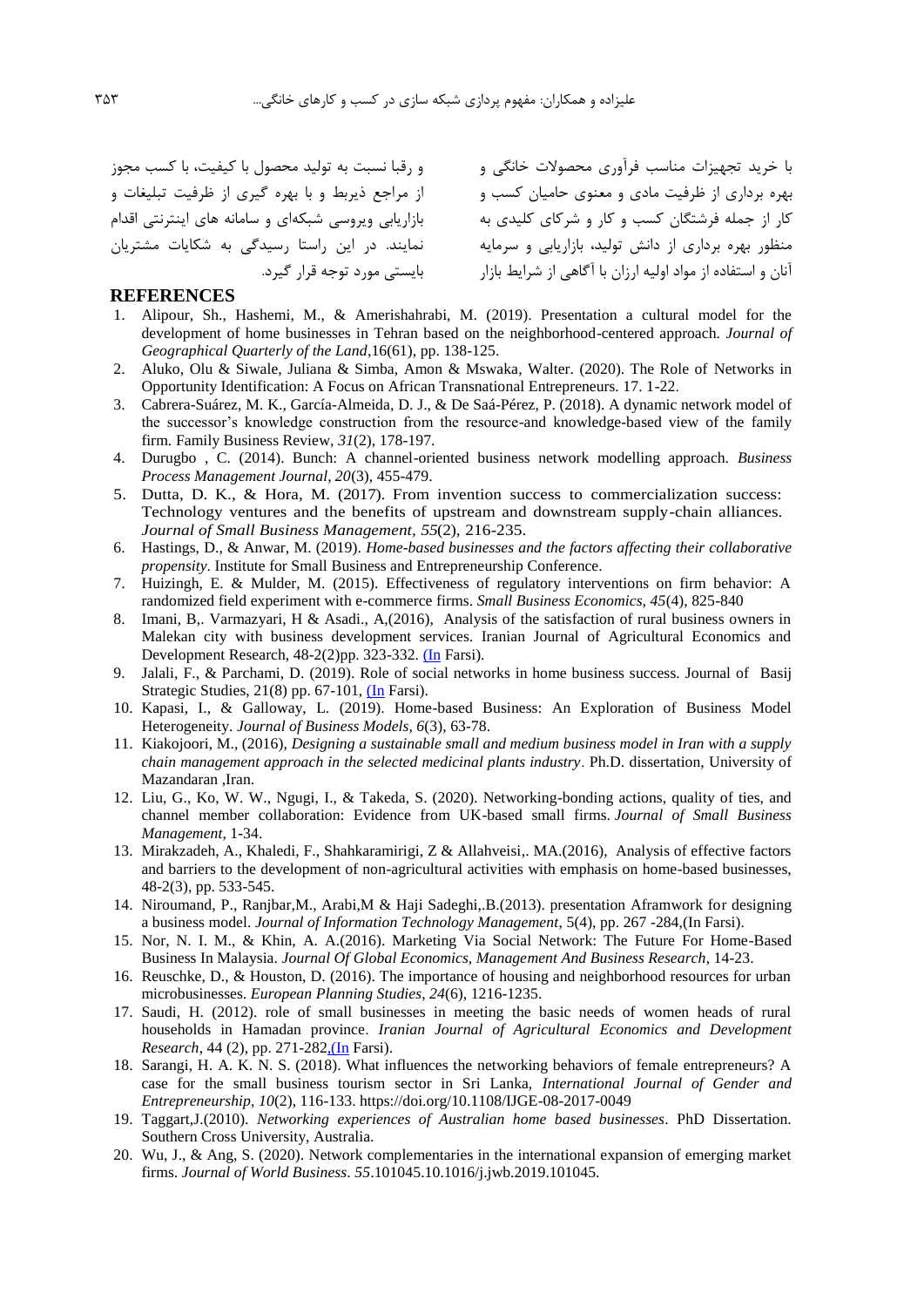با خرید تجهیزات مناسب فرآوری محصولات خانگی و بهره برداری از ظرفیت مادی و معنوی حامیان کسب و کار از جمله فرشتگان کسب و کار و شرکای کلیدی به منظور بهره برداری از دانش تولید، بازاریابی و سرمایه آنان و استفاده از مواد اولیه ارزان با آگاهی از شرایط بازار و رقبا نسبت به تولید محصول با کیفیت، با کسب مجوز از مراجع ذیربط و با بهره گیری از ظرفیت تبلیغات و بازاریابی ویروسی شبکه‌ای و سامانه های اینترنتی اقدام نمایند. در این راستا رسیدگی به شکایات مشتریان بایستی مورد توجه قرار گیرد.

## REFERENCES

1. Alipour, Sh., Hashemi, M., & Amerishahrabi, M. (2019). Presentation a cultural model for the development of home businesses in Tehran based on the neighborhood-centered approach. *Journal of Geographical Quarterly of the Land*,16(61), pp. 138-125.
2. Aluko, Olu & Siwale, Juliana & Simba, Amon & Mswaka, Walter. (2020). The Role of Networks in Opportunity Identification: A Focus on African Transnational Entrepreneurs. 17. 1-22.
3. Cabrera-Suárez, M. K., García-Almeida, D. J., & De Saá-Pérez, P. (2018). A dynamic network model of the successor's knowledge construction from the resource-and knowledge-based view of the family firm. Family Business Review, *31*(2), 178-197.
4. Durugbo , C. (2014). Bunch: A channel-oriented business network modelling approach. *Business Process Management Journal, 20*(3), 455-479.
5. Dutta, D. K., & Hora, M. (2017). From invention success to commercialization success: Technology ventures and the benefits of upstream and downstream supply-chain alliances. *Journal of Small Business Management*, *55*(2), 216-235.
6. Hastings, D., & Anwar, M. (2019). *Home-based businesses and the factors affecting their collaborative propensity*. Institute for Small Business and Entrepreneurship Conference.
7. Huizingh, E. & Mulder, M. (2015). Effectiveness of regulatory interventions on firm behavior: A randomized field experiment with e-commerce firms. *Small Business Economics, 45*(4), 825-840
8. Imani, B,. Varmazyari, H & Asadi., A,(2016), Analysis of the satisfaction of rural business owners in Malekan city with business development services. Iranian Journal of Agricultural Economics and Development Research, 48-2(2)pp. 323-332. (In Farsi).
9. Jalali, F., & Parchami, D. (2019). Role of social networks in home business success. Journal of Basij Strategic Studies, 21(8) pp. 67-101, (In Farsi).
10. Kapasi, I., & Galloway, L. (2019). Home-based Business: An Exploration of Business Model Heterogeneity. *Journal of Business Models, 6*(3), 63-78.
11. Kiakojoori, M., (2016), *Designing a sustainable small and medium business model in Iran with a supply chain management approach in the selected medicinal plants industry*. Ph.D. dissertation, University of Mazandaran ,Iran.
12. Liu, G., Ko, W. W., Ngugi, I., & Takeda, S. (2020). Networking-bonding actions, quality of ties, and channel member collaboration: Evidence from UK-based small firms. *Journal of Small Business Management*, 1-34.
13. Mirakzadeh, A., Khaledi, F., Shahkaramirigi, Z & Allahveisi,. MA.(2016), Analysis of effective factors and barriers to the development of non-agricultural activities with emphasis on home-based businesses, 48-2(3), pp. 533-545.
14. Niroumand, P., Ranjbar,M., Arabi,M & Haji Sadeghi,.B.(2013). presentation Aframwork for designing a business model. *Journal of Information Technology Management*, 5(4), pp. 267 -284,(In Farsi).
15. Nor, N. I. M., & Khin, A. A.(2016). Marketing Via Social Network: The Future For Home-Based Business In Malaysia. *Journal Of Global Economics, Management And Business Research*, 14-23.
16. Reuschke, D., & Houston, D. (2016). The importance of housing and neighborhood resources for urban microbusinesses. *European Planning Studies, 24*(6), 1216-1235.
17. Saudi, H. (2012). role of small businesses in meeting the basic needs of women heads of rural households in Hamadan province. *Iranian Journal of Agricultural Economics and Development Research*, 44 (2), pp. 271-282,(In Farsi).
18. Sarangi, H. A. K. N. S. (2018). What influences the networking behaviors of female entrepreneurs? A case for the small business tourism sector in Sri Lanka, *International Journal of Gender and Entrepreneurship*, *10*(2), 116-133. https://doi.org/10.1108/IJGE-08-2017-0049
19. Taggart,J.(2010). *Networking experiences of Australian home based businesses*. PhD Dissertation. Southern Cross University, Australia.
20. Wu, J., & Ang, S. (2020). Network complementaries in the international expansion of emerging market firms. *Journal of World Business*. *55*.101045.10.1016/j.jwb.2019.101045.